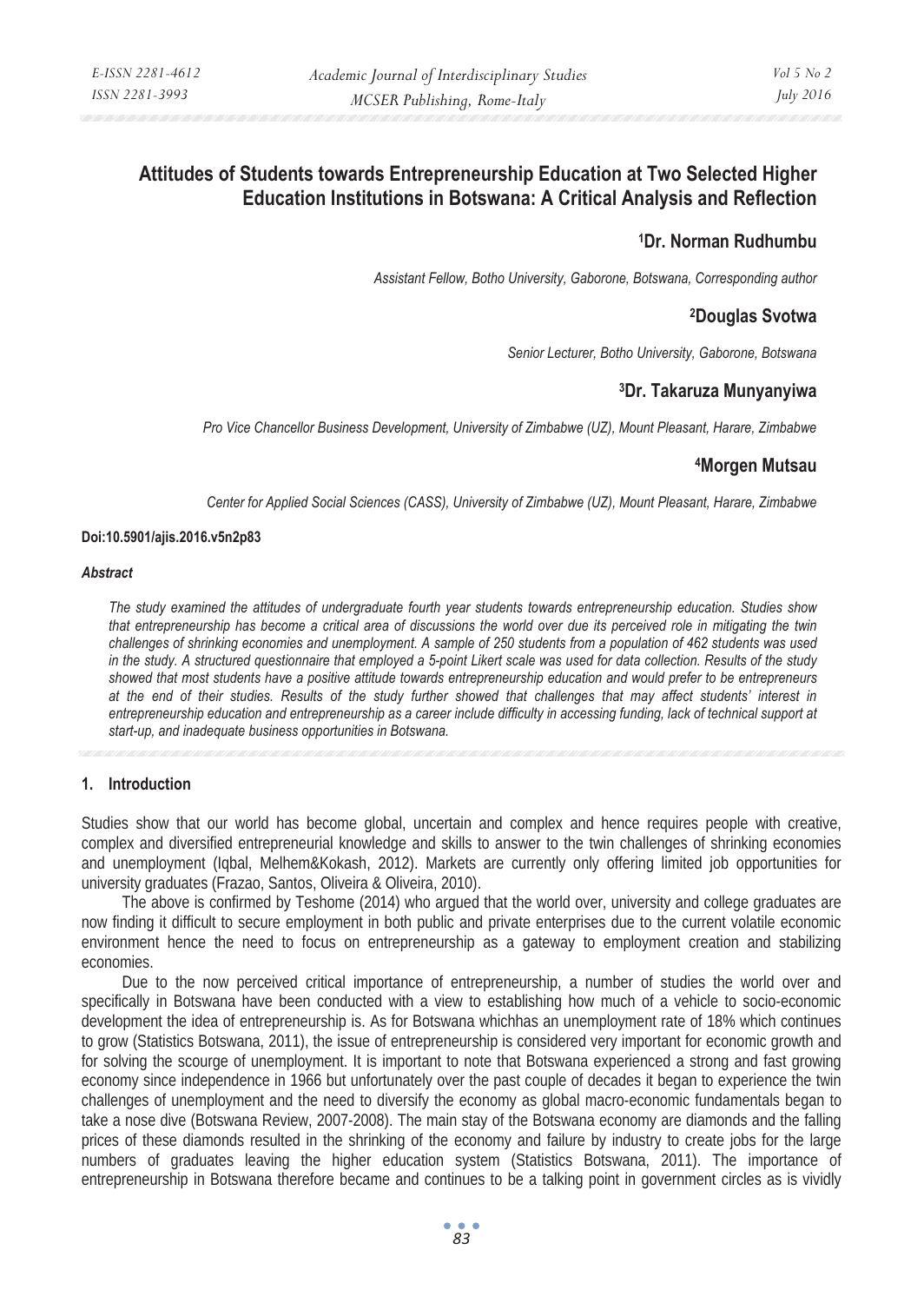# Attitudes of Students towards Entrepreneurship Education at Two Selected Higher Education Institutions in Botswana: A Critical Analysis and Reflection

**[1]Dr. Norman Rudhumbu**

*Assistant Fellow, Botho University, Gaborone, Botswana, Corresponding author*

**[2]Douglas Svotwa**

*Senior Lecturer, Botho University, Gaborone, Botswana*

**[3]Dr. Takaruza Munyanyiwa**

*Pro Vice Chancellor Business Development, University of Zimbabwe (UZ), Mount Pleasant, Harare, Zimbabwe*

**[4]Morgen Mutsau**

*Center for Applied Social Sciences (CASS), University of Zimbabwe (UZ), Mount Pleasant, Harare, Zimbabwe*

**Doi:10.5901/ajis.2016.v5n2p83**

***Abstract***

*The study examined the attitudes of undergraduate fourth year students towards entrepreneurship education. Studies show that entrepreneurship has become a critical area of discussions the world over due its perceived role in mitigating the twin challenges of shrinking economies and unemployment. A sample of 250 students from a population of 462 students was used in the study. A structured questionnaire that employed a 5-point Likert scale was used for data collection. Results of the study showed that most students have a positive attitude towards entrepreneurship education and would prefer to be entrepreneurs at the end of their studies. Results of the study further showed that challenges that may affect students' interest in entrepreneurship education and entrepreneurship as a career include difficulty in accessing funding, lack of technical support at start-up, and inadequate business opportunities in Botswana.*

## 1. Introduction

Studies show that our world has become global, uncertain and complex and hence requires people with creative, complex and diversified entrepreneurial knowledge and skills to answer to the twin challenges of shrinking economies and unemployment (Iqbal, Melhem&Kokash, 2012). Markets are currently only offering limited job opportunities for university graduates (Frazao, Santos, Oliveira & Oliveira, 2010).

The above is confirmed by Teshome (2014) who argued that the world over, university and college graduates are now finding it difficult to secure employment in both public and private enterprises due to the current volatile economic environment hence the need to focus on entrepreneurship as a gateway to employment creation and stabilizing economies.

Due to the now perceived critical importance of entrepreneurship, a number of studies the world over and specifically in Botswana have been conducted with a view to establishing how much of a vehicle to socio-economic development the idea of entrepreneurship is. As for Botswana whichhas an unemployment rate of 18% which continues to grow (Statistics Botswana, 2011), the issue of entrepreneurship is considered very important for economic growth and for solving the scourge of unemployment. It is important to note that Botswana experienced a strong and fast growing economy since independence in 1966 but unfortunately over the past couple of decades it began to experience the twin challenges of unemployment and the need to diversify the economy as global macro-economic fundamentals began to take a nose dive (Botswana Review, 2007-2008). The main stay of the Botswana economy are diamonds and the falling prices of these diamonds resulted in the shrinking of the economy and failure by industry to create jobs for the large numbers of graduates leaving the higher education system (Statistics Botswana, 2011). The importance of entrepreneurship in Botswana therefore became and continues to be a talking point in government circles as is vividly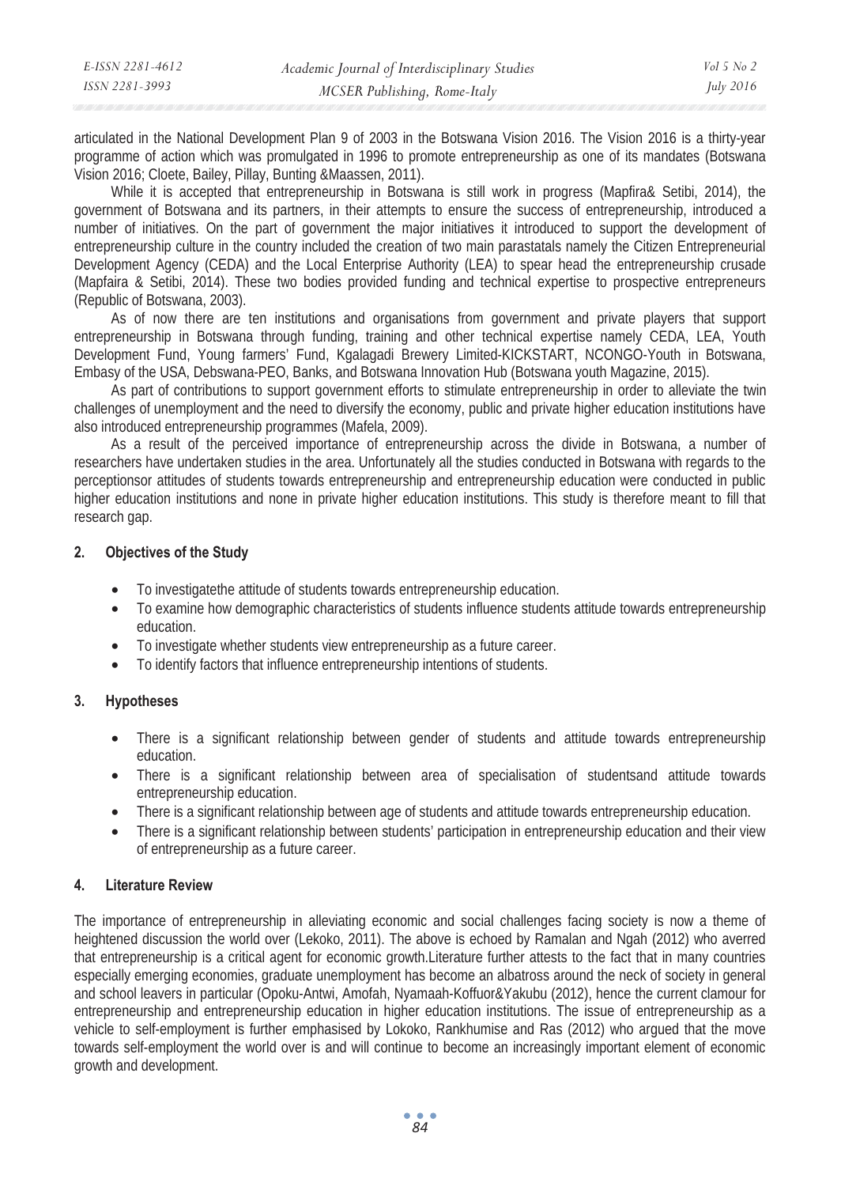articulated in the National Development Plan 9 of 2003 in the Botswana Vision 2016. The Vision 2016 is a thirty-year programme of action which was promulgated in 1996 to promote entrepreneurship as one of its mandates (Botswana Vision 2016; Cloete, Bailey, Pillay, Bunting &Maassen, 2011).

While it is accepted that entrepreneurship in Botswana is still work in progress (Mapfira& Setibi, 2014), the government of Botswana and its partners, in their attempts to ensure the success of entrepreneurship, introduced a number of initiatives. On the part of government the major initiatives it introduced to support the development of entrepreneurship culture in the country included the creation of two main parastatals namely the Citizen Entrepreneurial Development Agency (CEDA) and the Local Enterprise Authority (LEA) to spear head the entrepreneurship crusade (Mapfaira & Setibi, 2014). These two bodies provided funding and technical expertise to prospective entrepreneurs (Republic of Botswana, 2003).

As of now there are ten institutions and organisations from government and private players that support entrepreneurship in Botswana through funding, training and other technical expertise namely CEDA, LEA, Youth Development Fund, Young farmers' Fund, Kgalagadi Brewery Limited-KICKSTART, NCONGO-Youth in Botswana, Embasy of the USA, Debswana-PEO, Banks, and Botswana Innovation Hub (Botswana youth Magazine, 2015).

As part of contributions to support government efforts to stimulate entrepreneurship in order to alleviate the twin challenges of unemployment and the need to diversify the economy, public and private higher education institutions have also introduced entrepreneurship programmes (Mafela, 2009).

As a result of the perceived importance of entrepreneurship across the divide in Botswana, a number of researchers have undertaken studies in the area. Unfortunately all the studies conducted in Botswana with regards to the perceptionsor attitudes of students towards entrepreneurship and entrepreneurship education were conducted in public higher education institutions and none in private higher education institutions. This study is therefore meant to fill that research gap.

## 2. Objectives of the Study

- To investigatethe attitude of students towards entrepreneurship education.
- To examine how demographic characteristics of students influence students attitude towards entrepreneurship education.
- To investigate whether students view entrepreneurship as a future career.
- To identify factors that influence entrepreneurship intentions of students.

## 3. Hypotheses

- There is a significant relationship between gender of students and attitude towards entrepreneurship education.
- There is a significant relationship between area of specialisation of studentsand attitude towards entrepreneurship education.
- There is a significant relationship between age of students and attitude towards entrepreneurship education.
- There is a significant relationship between students' participation in entrepreneurship education and their view of entrepreneurship as a future career.

## 4. Literature Review

The importance of entrepreneurship in alleviating economic and social challenges facing society is now a theme of heightened discussion the world over (Lekoko, 2011). The above is echoed by Ramalan and Ngah (2012) who averred that entrepreneurship is a critical agent for economic growth.Literature further attests to the fact that in many countries especially emerging economies, graduate unemployment has become an albatross around the neck of society in general and school leavers in particular (Opoku-Antwi, Amofah, Nyamaah-Koffuor&Yakubu (2012), hence the current clamour for entrepreneurship and entrepreneurship education in higher education institutions. The issue of entrepreneurship as a vehicle to self-employment is further emphasised by Lokoko, Rankhumise and Ras (2012) who argued that the move towards self-employment the world over is and will continue to become an increasingly important element of economic growth and development.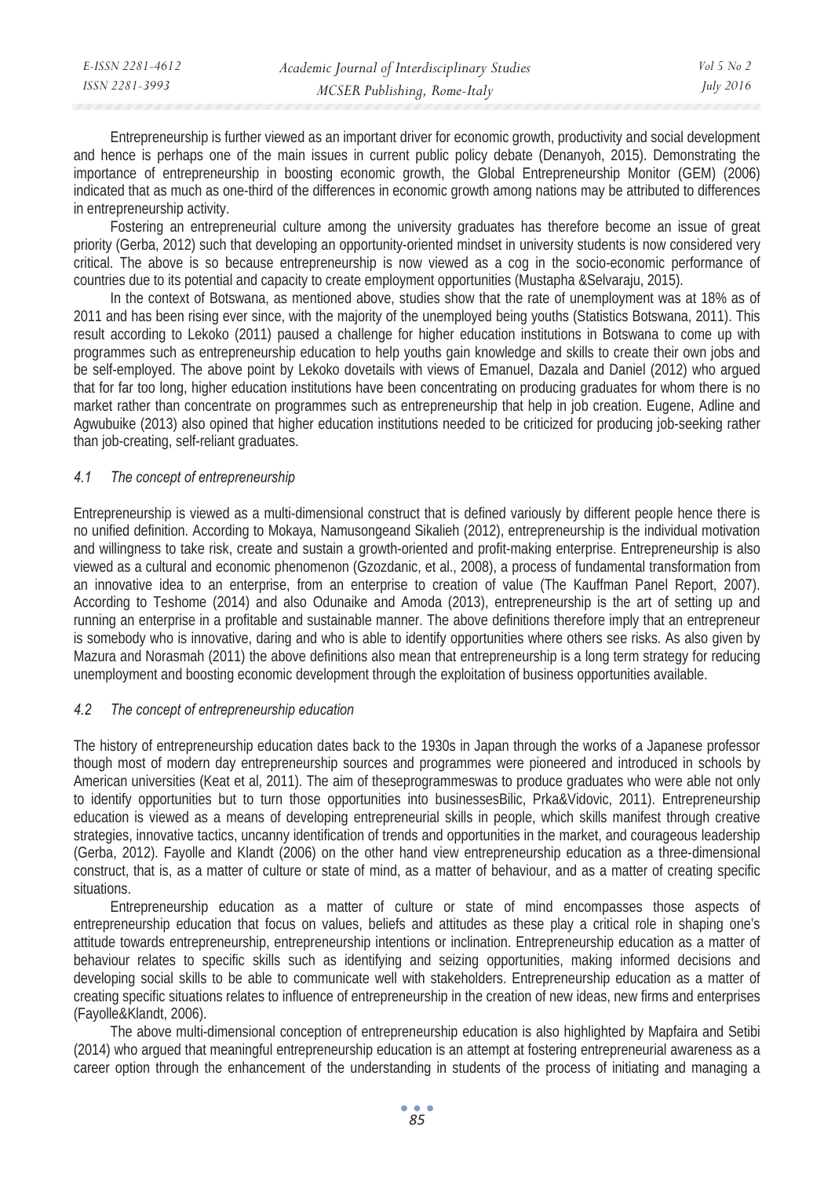Entrepreneurship is further viewed as an important driver for economic growth, productivity and social development and hence is perhaps one of the main issues in current public policy debate (Denanyoh, 2015). Demonstrating the importance of entrepreneurship in boosting economic growth, the Global Entrepreneurship Monitor (GEM) (2006) indicated that as much as one-third of the differences in economic growth among nations may be attributed to differences in entrepreneurship activity.

Fostering an entrepreneurial culture among the university graduates has therefore become an issue of great priority (Gerba, 2012) such that developing an opportunity-oriented mindset in university students is now considered very critical. The above is so because entrepreneurship is now viewed as a cog in the socio-economic performance of countries due to its potential and capacity to create employment opportunities (Mustapha &Selvaraju, 2015).

In the context of Botswana, as mentioned above, studies show that the rate of unemployment was at 18% as of 2011 and has been rising ever since, with the majority of the unemployed being youths (Statistics Botswana, 2011). This result according to Lekoko (2011) paused a challenge for higher education institutions in Botswana to come up with programmes such as entrepreneurship education to help youths gain knowledge and skills to create their own jobs and be self-employed. The above point by Lekoko dovetails with views of Emanuel, Dazala and Daniel (2012) who argued that for far too long, higher education institutions have been concentrating on producing graduates for whom there is no market rather than concentrate on programmes such as entrepreneurship that help in job creation. Eugene, Adline and Agwubuike (2013) also opined that higher education institutions needed to be criticized for producing job-seeking rather than job-creating, self-reliant graduates.

### *4.1 The concept of entrepreneurship*

Entrepreneurship is viewed as a multi-dimensional construct that is defined variously by different people hence there is no unified definition. According to Mokaya, Namusongeand Sikalieh (2012), entrepreneurship is the individual motivation and willingness to take risk, create and sustain a growth-oriented and profit-making enterprise. Entrepreneurship is also viewed as a cultural and economic phenomenon (Gzozdanic, et al., 2008), a process of fundamental transformation from an innovative idea to an enterprise, from an enterprise to creation of value (The Kauffman Panel Report, 2007). According to Teshome (2014) and also Odunaike and Amoda (2013), entrepreneurship is the art of setting up and running an enterprise in a profitable and sustainable manner. The above definitions therefore imply that an entrepreneur is somebody who is innovative, daring and who is able to identify opportunities where others see risks. As also given by Mazura and Norasmah (2011) the above definitions also mean that entrepreneurship is a long term strategy for reducing unemployment and boosting economic development through the exploitation of business opportunities available.

### *4.2 The concept of entrepreneurship education*

The history of entrepreneurship education dates back to the 1930s in Japan through the works of a Japanese professor though most of modern day entrepreneurship sources and programmes were pioneered and introduced in schools by American universities (Keat et al, 2011). The aim of theseprogrammeswas to produce graduates who were able not only to identify opportunities but to turn those opportunities into businessesBilic, Prka&Vidovic, 2011). Entrepreneurship education is viewed as a means of developing entrepreneurial skills in people, which skills manifest through creative strategies, innovative tactics, uncanny identification of trends and opportunities in the market, and courageous leadership (Gerba, 2012). Fayolle and Klandt (2006) on the other hand view entrepreneurship education as a three-dimensional construct, that is, as a matter of culture or state of mind, as a matter of behaviour, and as a matter of creating specific situations.

Entrepreneurship education as a matter of culture or state of mind encompasses those aspects of entrepreneurship education that focus on values, beliefs and attitudes as these play a critical role in shaping one's attitude towards entrepreneurship, entrepreneurship intentions or inclination. Entrepreneurship education as a matter of behaviour relates to specific skills such as identifying and seizing opportunities, making informed decisions and developing social skills to be able to communicate well with stakeholders. Entrepreneurship education as a matter of creating specific situations relates to influence of entrepreneurship in the creation of new ideas, new firms and enterprises (Fayolle&Klandt, 2006).

The above multi-dimensional conception of entrepreneurship education is also highlighted by Mapfaira and Setibi (2014) who argued that meaningful entrepreneurship education is an attempt at fostering entrepreneurial awareness as a career option through the enhancement of the understanding in students of the process of initiating and managing a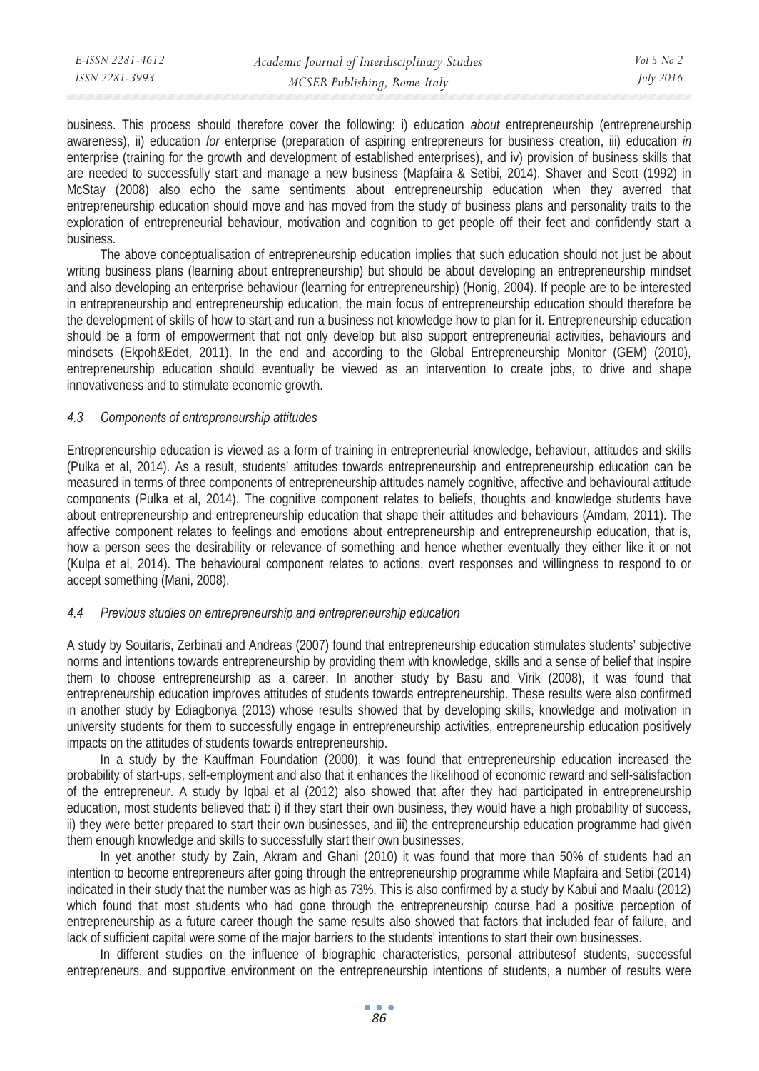business. This process should therefore cover the following: i) education *about* entrepreneurship (entrepreneurship awareness), ii) education *for* enterprise (preparation of aspiring entrepreneurs for business creation, iii) education *in* enterprise (training for the growth and development of established enterprises), and iv) provision of business skills that are needed to successfully start and manage a new business (Mapfaira & Setibi, 2014). Shaver and Scott (1992) in McStay (2008) also echo the same sentiments about entrepreneurship education when they averred that entrepreneurship education should move and has moved from the study of business plans and personality traits to the exploration of entrepreneurial behaviour, motivation and cognition to get people off their feet and confidently start a business.

The above conceptualisation of entrepreneurship education implies that such education should not just be about writing business plans (learning about entrepreneurship) but should be about developing an entrepreneurship mindset and also developing an enterprise behaviour (learning for entrepreneurship) (Honig, 2004). If people are to be interested in entrepreneurship and entrepreneurship education, the main focus of entrepreneurship education should therefore be the development of skills of how to start and run a business not knowledge how to plan for it. Entrepreneurship education should be a form of empowerment that not only develop but also support entrepreneurial activities, behaviours and mindsets (Ekpoh&Edet, 2011). In the end and according to the Global Entrepreneurship Monitor (GEM) (2010), entrepreneurship education should eventually be viewed as an intervention to create jobs, to drive and shape innovativeness and to stimulate economic growth.

### *4.3 Components of entrepreneurship attitudes*

Entrepreneurship education is viewed as a form of training in entrepreneurial knowledge, behaviour, attitudes and skills (Pulka et al, 2014). As a result, students' attitudes towards entrepreneurship and entrepreneurship education can be measured in terms of three components of entrepreneurship attitudes namely cognitive, affective and behavioural attitude components (Pulka et al, 2014). The cognitive component relates to beliefs, thoughts and knowledge students have about entrepreneurship and entrepreneurship education that shape their attitudes and behaviours (Amdam, 2011). The affective component relates to feelings and emotions about entrepreneurship and entrepreneurship education, that is, how a person sees the desirability or relevance of something and hence whether eventually they either like it or not (Kulpa et al, 2014). The behavioural component relates to actions, overt responses and willingness to respond to or accept something (Mani, 2008).

### *4.4 Previous studies on entrepreneurship and entrepreneurship education*

A study by Souitaris, Zerbinati and Andreas (2007) found that entrepreneurship education stimulates students' subjective norms and intentions towards entrepreneurship by providing them with knowledge, skills and a sense of belief that inspire them to choose entrepreneurship as a career. In another study by Basu and Virik (2008), it was found that entrepreneurship education improves attitudes of students towards entrepreneurship. These results were also confirmed in another study by Ediagbonya (2013) whose results showed that by developing skills, knowledge and motivation in university students for them to successfully engage in entrepreneurship activities, entrepreneurship education positively impacts on the attitudes of students towards entrepreneurship.

In a study by the Kauffman Foundation (2000), it was found that entrepreneurship education increased the probability of start-ups, self-employment and also that it enhances the likelihood of economic reward and self-satisfaction of the entrepreneur. A study by Iqbal et al (2012) also showed that after they had participated in entrepreneurship education, most students believed that: i) if they start their own business, they would have a high probability of success, ii) they were better prepared to start their own businesses, and iii) the entrepreneurship education programme had given them enough knowledge and skills to successfully start their own businesses.

In yet another study by Zain, Akram and Ghani (2010) it was found that more than 50% of students had an intention to become entrepreneurs after going through the entrepreneurship programme while Mapfaira and Setibi (2014) indicated in their study that the number was as high as 73%. This is also confirmed by a study by Kabui and Maalu (2012) which found that most students who had gone through the entrepreneurship course had a positive perception of entrepreneurship as a future career though the same results also showed that factors that included fear of failure, and lack of sufficient capital were some of the major barriers to the students' intentions to start their own businesses.

In different studies on the influence of biographic characteristics, personal attributesof students, successful entrepreneurs, and supportive environment on the entrepreneurship intentions of students, a number of results were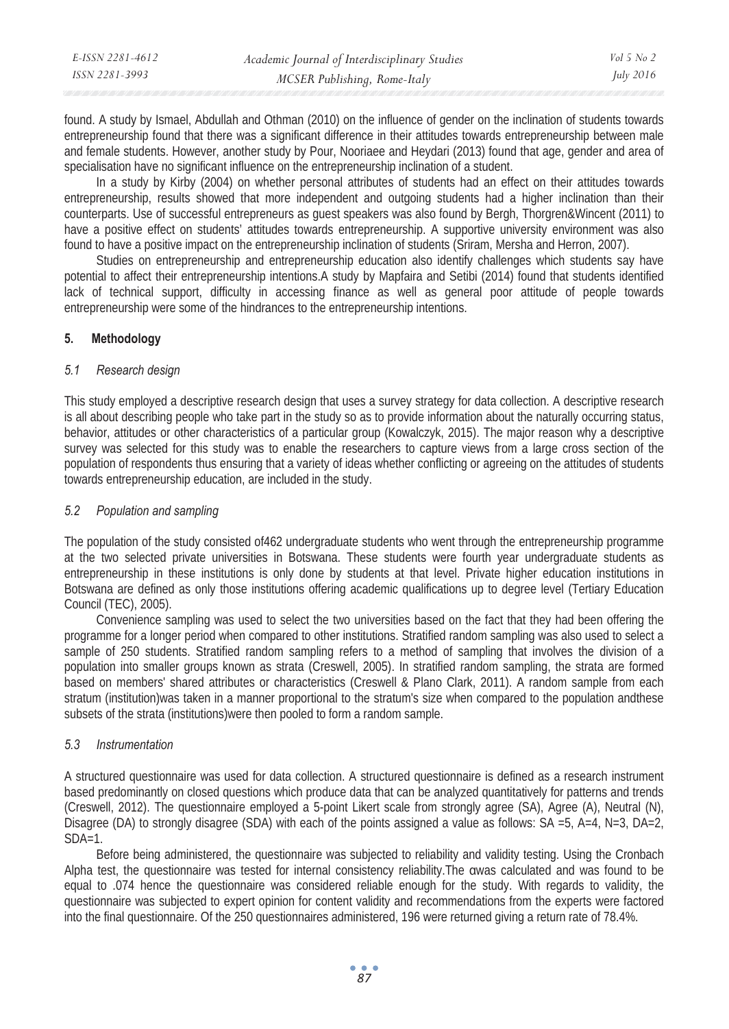found. A study by Ismael, Abdullah and Othman (2010) on the influence of gender on the inclination of students towards entrepreneurship found that there was a significant difference in their attitudes towards entrepreneurship between male and female students. However, another study by Pour, Nooriaee and Heydari (2013) found that age, gender and area of specialisation have no significant influence on the entrepreneurship inclination of a student.

In a study by Kirby (2004) on whether personal attributes of students had an effect on their attitudes towards entrepreneurship, results showed that more independent and outgoing students had a higher inclination than their counterparts. Use of successful entrepreneurs as guest speakers was also found by Bergh, Thorgren&Wincent (2011) to have a positive effect on students' attitudes towards entrepreneurship. A supportive university environment was also found to have a positive impact on the entrepreneurship inclination of students (Sriram, Mersha and Herron, 2007).

Studies on entrepreneurship and entrepreneurship education also identify challenges which students say have potential to affect their entrepreneurship intentions.A study by Mapfaira and Setibi (2014) found that students identified lack of technical support, difficulty in accessing finance as well as general poor attitude of people towards entrepreneurship were some of the hindrances to the entrepreneurship intentions.

## 5. Methodology

### *5.1 Research design*

This study employed a descriptive research design that uses a survey strategy for data collection. A descriptive research is all about describing people who take part in the study so as to provide information about the naturally occurring status, behavior, attitudes or other characteristics of a particular group (Kowalczyk, 2015). The major reason why a descriptive survey was selected for this study was to enable the researchers to capture views from a large cross section of the population of respondents thus ensuring that a variety of ideas whether conflicting or agreeing on the attitudes of students towards entrepreneurship education, are included in the study.

### *5.2 Population and sampling*

The population of the study consisted of462 undergraduate students who went through the entrepreneurship programme at the two selected private universities in Botswana. These students were fourth year undergraduate students as entrepreneurship in these institutions is only done by students at that level. Private higher education institutions in Botswana are defined as only those institutions offering academic qualifications up to degree level (Tertiary Education Council (TEC), 2005).

Convenience sampling was used to select the two universities based on the fact that they had been offering the programme for a longer period when compared to other institutions. Stratified random sampling was also used to select a sample of 250 students. Stratified random sampling refers to a method of sampling that involves the division of a population into smaller groups known as strata (Creswell, 2005). In stratified random sampling, the strata are formed based on members' shared attributes or characteristics (Creswell & Plano Clark, 2011). A random sample from each stratum (institution)was taken in a manner proportional to the stratum's size when compared to the population andthese subsets of the strata (institutions)were then pooled to form a random sample.

### *5.3 Instrumentation*

A structured questionnaire was used for data collection. A structured questionnaire is defined as a research instrument based predominantly on closed questions which produce data that can be analyzed quantitatively for patterns and trends (Creswell, 2012). The questionnaire employed a 5-point Likert scale from strongly agree (SA), Agree (A), Neutral (N), Disagree (DA) to strongly disagree (SDA) with each of the points assigned a value as follows: SA =5, A=4, N=3, DA=2, SDA=1.

Before being administered, the questionnaire was subjected to reliability and validity testing. Using the Cronbach Alpha test, the questionnaire was tested for internal consistency reliability.The αwas calculated and was found to be equal to .074 hence the questionnaire was considered reliable enough for the study. With regards to validity, the questionnaire was subjected to expert opinion for content validity and recommendations from the experts were factored into the final questionnaire. Of the 250 questionnaires administered, 196 were returned giving a return rate of 78.4%.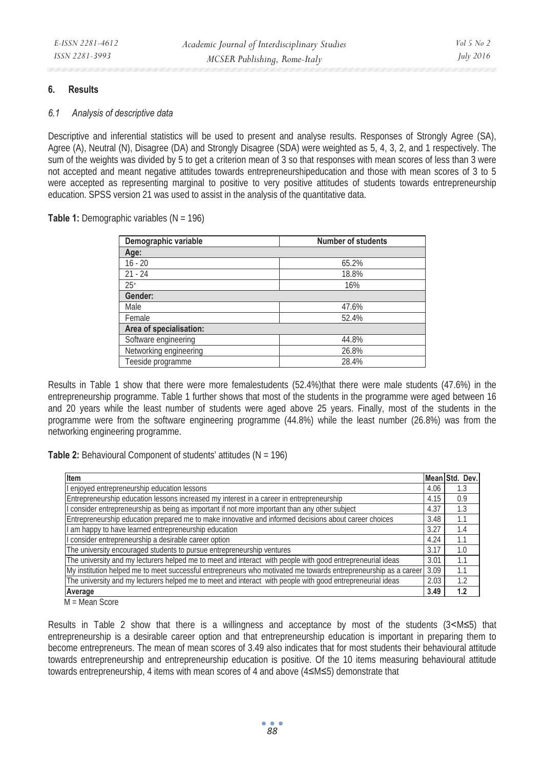## 6. Results

### 6.1 Analysis of descriptive data

Descriptive and inferential statistics will be used to present and analyse results. Responses of Strongly Agree (SA), Agree (A), Neutral (N), Disagree (DA) and Strongly Disagree (SDA) were weighted as 5, 4, 3, 2, and 1 respectively. The sum of the weights was divided by 5 to get a criterion mean of 3 so that responses with mean scores of less than 3 were not accepted and meant negative attitudes towards entrepreneurshipeducation and those with mean scores of 3 to 5 were accepted as representing marginal to positive to very positive attitudes of students towards entrepreneurship education. SPSS version 21 was used to assist in the analysis of the quantitative data.

**Table 1:** Demographic variables (N = 196)

| Demographic variable | Number of students |
|---|---|
| **Age:** | |
| 16 - 20 | 65.2% |
| 21 - 24 | 18.8% |
| 25+ | 16% |
| **Gender:** | |
| Male | 47.6% |
| Female | 52.4% |
| **Area of specialisation:** | |
| Software engineering | 44.8% |
| Networking engineering | 26.8% |
| Teeside programme | 28.4% |

Results in Table 1 show that there were more femalestudents (52.4%)that there were male students (47.6%) in the entrepreneurship programme. Table 1 further shows that most of the students in the programme were aged between 16 and 20 years while the least number of students were aged above 25 years. Finally, most of the students in the programme were from the software engineering programme (44.8%) while the least number (26.8%) was from the networking engineering programme.

**Table 2:** Behavioural Component of students' attitudes (N = 196)

| Item | Mean | Std. Dev. |
|---|---|---|
| I enjoyed entrepreneurship education lessons | 4.06 | 1.3 |
| Entrepreneurship education lessons increased my interest in a career in entrepreneurship | 4.15 | 0.9 |
| I consider entrepreneurship as being as important if not more important than any other subject | 4.37 | 1.3 |
| Entrepreneurship education prepared me to make innovative and informed decisions about career choices | 3.48 | 1.1 |
| I am happy to have learned entrepreneurship education | 3.27 | 1.4 |
| I consider entrepreneurship a desirable career option | 4.24 | 1.1 |
| The university encouraged students to pursue entrepreneurship ventures | 3.17 | 1.0 |
| The university and my lecturers helped me to meet and interact with people with good entrepreneurial ideas | 3.01 | 1.1 |
| My institution helped me to meet successful entrepreneurs who motivated me towards entrepreneurship as a career | 3.09 | 1.1 |
| The university and my lecturers helped me to meet and interact with people with good entrepreneurial ideas | 2.03 | 1.2 |
| **Average** | **3.49** | **1.2** |

M = Mean Score

Results in Table 2 show that there is a willingness and acceptance by most of the students ($3<M\leq5$) that entrepreneurship is a desirable career option and that entrepreneurship education is important in preparing them to become entrepreneurs. The mean of mean scores of 3.49 also indicates that for most students their behavioural attitude towards entrepreneurship and entrepreneurship education is positive. Of the 10 items measuring behavioural attitude towards entrepreneurship, 4 items with mean scores of 4 and above ($4\leq M\leq5$) demonstrate that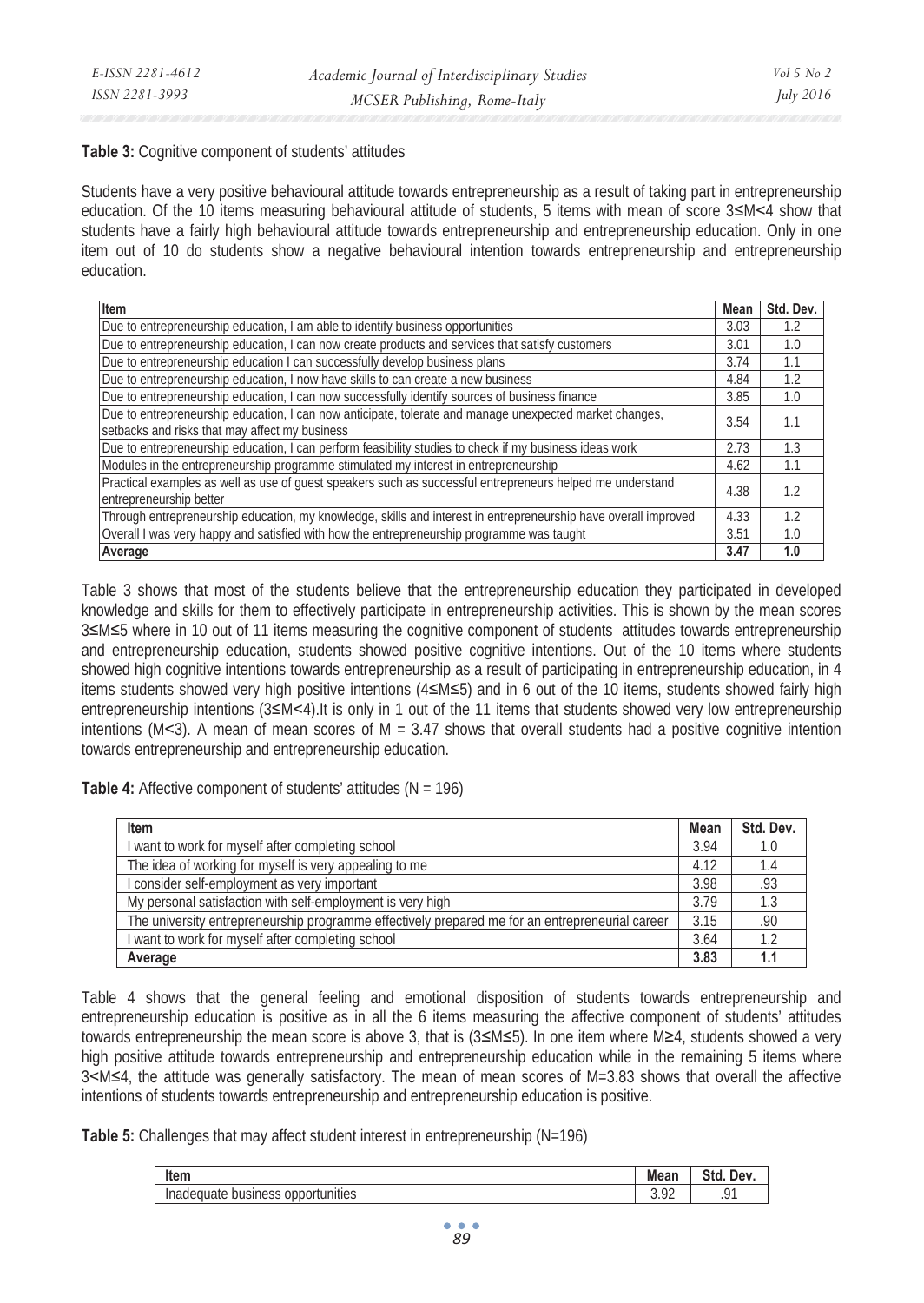**Table 3:** Cognitive component of students' attitudes

Students have a very positive behavioural attitude towards entrepreneurship as a result of taking part in entrepreneurship education. Of the 10 items measuring behavioural attitude of students, 5 items with mean of score 3≤M<4 show that students have a fairly high behavioural attitude towards entrepreneurship and entrepreneurship education. Only in one item out of 10 do students show a negative behavioural intention towards entrepreneurship and entrepreneurship education.

| Item | Mean | Std. Dev. |
|---|---|---|
| Due to entrepreneurship education, I am able to identify business opportunities | 3.03 | 1.2 |
| Due to entrepreneurship education, I can now create products and services that satisfy customers | 3.01 | 1.0 |
| Due to entrepreneurship education I can successfully develop business plans | 3.74 | 1.1 |
| Due to entrepreneurship education, I now have skills to can create a new business | 4.84 | 1.2 |
| Due to entrepreneurship education, I can now successfully identify sources of business finance | 3.85 | 1.0 |
| Due to entrepreneurship education, I can now anticipate, tolerate and manage unexpected market changes, setbacks and risks that may affect my business | 3.54 | 1.1 |
| Due to entrepreneurship education, I can perform feasibility studies to check if my business ideas work | 2.73 | 1.3 |
| Modules in the entrepreneurship programme stimulated my interest in entrepreneurship | 4.62 | 1.1 |
| Practical examples as well as use of guest speakers such as successful entrepreneurs helped me understand entrepreneurship better | 4.38 | 1.2 |
| Through entrepreneurship education, my knowledge, skills and interest in entrepreneurship have overall improved | 4.33 | 1.2 |
| Overall I was very happy and satisfied with how the entrepreneurship programme was taught | 3.51 | 1.0 |
| **Average** | **3.47** | **1.0** |

Table 3 shows that most of the students believe that the entrepreneurship education they participated in developed knowledge and skills for them to effectively participate in entrepreneurship activities. This is shown by the mean scores 3≤M≤5 where in 10 out of 11 items measuring the cognitive component of students attitudes towards entrepreneurship and entrepreneurship education, students showed positive cognitive intentions. Out of the 10 items where students showed high cognitive intentions towards entrepreneurship as a result of participating in entrepreneurship education, in 4 items students showed very high positive intentions (4≤M≤5) and in 6 out of the 10 items, students showed fairly high entrepreneurship intentions (3≤M<4).It is only in 1 out of the 11 items that students showed very low entrepreneurship intentions (M<3). A mean of mean scores of M = 3.47 shows that overall students had a positive cognitive intention towards entrepreneurship and entrepreneurship education.

**Table 4:** Affective component of students' attitudes (N = 196)

| Item | Mean | Std. Dev. |
|---|---|---|
| I want to work for myself after completing school | 3.94 | 1.0 |
| The idea of working for myself is very appealing to me | 4.12 | 1.4 |
| I consider self-employment as very important | 3.98 | .93 |
| My personal satisfaction with self-employment is very high | 3.79 | 1.3 |
| The university entrepreneurship programme effectively prepared me for an entrepreneurial career | 3.15 | .90 |
| I want to work for myself after completing school | 3.64 | 1.2 |
| **Average** | **3.83** | **1.1** |

Table 4 shows that the general feeling and emotional disposition of students towards entrepreneurship and entrepreneurship education is positive as in all the 6 items measuring the affective component of students' attitudes towards entrepreneurship the mean score is above 3, that is (3≤M≤5). In one item where M≥4, students showed a very high positive attitude towards entrepreneurship and entrepreneurship education while in the remaining 5 items where 3<M≤4, the attitude was generally satisfactory. The mean of mean scores of M=3.83 shows that overall the affective intentions of students towards entrepreneurship and entrepreneurship education is positive.

**Table 5:** Challenges that may affect student interest in entrepreneurship (N=196)

| Item | Mean | Std. Dev. |
|---|---|---|
| Inadequate business opportunities | 3.92 | .91 |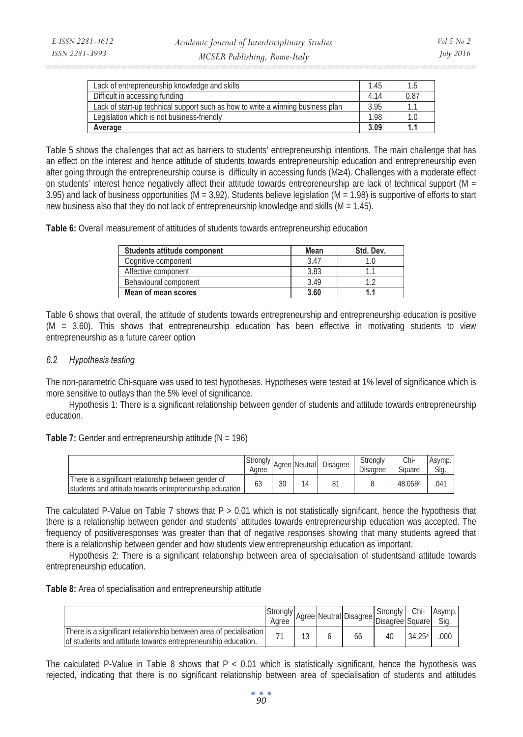| | | |
|---|---|---|
| Lack of entrepreneurship knowledge and skills | 1.45 | 1.5 |
| Difficult in accessing funding | 4.14 | 0.87 |
| Lack of start-up technical support such as how to write a winning business plan | 3.95 | 1.1 |
| Legislation which is not business-friendly | 1.98 | 1.0 |
| **Average** | **3.09** | **1.1** |

Table 5 shows the challenges that act as barriers to students' entrepreneurship intentions. The main challenge that has an effect on the interest and hence attitude of students towards entrepreneurship education and entrepreneurship even after going through the entrepreneurship course is difficulty in accessing funds ($M \geq 4$). Challenges with a moderate effect on students' interest hence negatively affect their attitude towards entrepreneurship are lack of technical support ($M = 3.95$) and lack of business opportunities ($M = 3.92$). Students believe legislation ($M = 1.98$) is supportive of efforts to start new business also that they do not lack of entrepreneurship knowledge and skills ($M = 1.45$).

**Table 6:** Overall measurement of attitudes of students towards entrepreneurship education

| Students attitude component | Mean | Std. Dev. |
|---|---|---|
| Cognitive component | 3.47 | 1.0 |
| Affective component | 3.83 | 1.1 |
| Behavioural component | 3.49 | 1.2 |
| **Mean of mean scores** | **3.60** | **1.1** |

Table 6 shows that overall, the attitude of students towards entrepreneurship and entrepreneurship education is positive ($M = 3.60$). This shows that entrepreneurship education has been effective in motivating students to view entrepreneurship as a future career option

### *6.2 Hypothesis testing*

The non-parametric Chi-square was used to test hypotheses. Hypotheses were tested at 1% level of significance which is more sensitive to outlays than the 5% level of significance.

Hypothesis 1: There is a significant relationship between gender of students and attitude towards entrepreneurship education.

**Table 7:** Gender and entrepreneurship attitude (N = 196)

| | Strongly Agree | Agree | Neutral | Disagree | Strongly Disagree | Chi-Square | Asymp. Sig. |
|---|---|---|---|---|---|---|---|
| There is a significant relationship between gender of students and attitude towards entrepreneurship education | 63 | 30 | 14 | 81 | 8 | 48.058[a] | .041 |

The calculated P-Value on Table 7 shows that $P > 0.01$ which is not statistically significant, hence the hypothesis that there is a relationship between gender and students' attitudes towards entrepreneurship education was accepted. The frequency of positiveresponses was greater than that of negative responses showing that many students agreed that there is a relationship between gender and how students view entrepreneurship education as important.

Hypothesis 2: There is a significant relationship between area of specialisation of studentsand attitude towards entrepreneurship education.

**Table 8:** Area of specialisation and entrepreneurship attitude

| | Strongly Agree | Agree | Neutral | Disagree | Strongly Disagree | Chi-Square | Asymp. Sig. |
|---|---|---|---|---|---|---|---|
| There is a significant relationship between area of pecialisation of students and attitude towards entrepreneurship education. | 71 | 13 | 6 | 66 | 40 | 34.25[a] | .000 |

The calculated P-Value in Table 8 shows that $P < 0.01$ which is statistically significant, hence the hypothesis was rejected, indicating that there is no significant relationship between area of specialisation of students and attitudes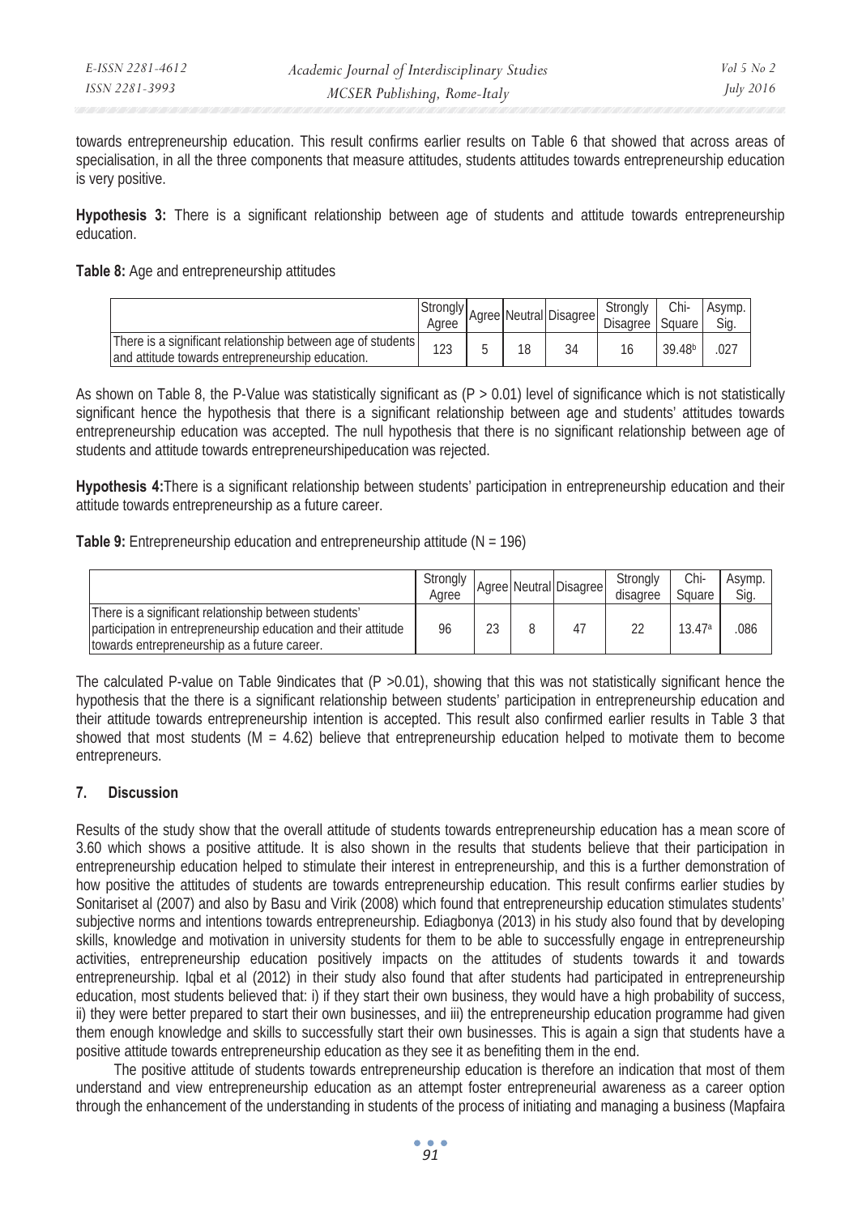towards entrepreneurship education. This result confirms earlier results on Table 6 that showed that across areas of specialisation, in all the three components that measure attitudes, students attitudes towards entrepreneurship education is very positive.

**Hypothesis 3:** There is a significant relationship between age of students and attitude towards entrepreneurship education.

**Table 8:** Age and entrepreneurship attitudes

| | Strongly Agree | Agree | Neutral | Disagree | Strongly Disagree | Chi-Square | Asymp. Sig. |
|---|---|---|---|---|---|---|---|
| There is a significant relationship between age of students and attitude towards entrepreneurship education. | 123 | 5 | 18 | 34 | 16 | 39.48[b] | .027 |

As shown on Table 8, the P-Value was statistically significant as ($P > 0.01$) level of significance which is not statistically significant hence the hypothesis that there is a significant relationship between age and students' attitudes towards entrepreneurship education was accepted. The null hypothesis that there is no significant relationship between age of students and attitude towards entrepreneurshipeducation was rejected.

**Hypothesis 4:**There is a significant relationship between students' participation in entrepreneurship education and their attitude towards entrepreneurship as a future career.

**Table 9:** Entrepreneurship education and entrepreneurship attitude (N = 196)

| | Strongly Agree | Agree | Neutral | Disagree | Strongly disagree | Chi-Square | Asymp. Sig. |
|---|---|---|---|---|---|---|---|
| There is a significant relationship between students' participation in entrepreneurship education and their attitude towards entrepreneurship as a future career. | 96 | 23 | 8 | 47 | 22 | 13.47[a] | .086 |

The calculated P-value on Table 9indicates that ($P >0.01$), showing that this was not statistically significant hence the hypothesis that the there is a significant relationship between students' participation in entrepreneurship education and their attitude towards entrepreneurship intention is accepted. This result also confirmed earlier results in Table 3 that showed that most students ($M = 4.62$) believe that entrepreneurship education helped to motivate them to become entrepreneurs.

## 7. Discussion

Results of the study show that the overall attitude of students towards entrepreneurship education has a mean score of 3.60 which shows a positive attitude. It is also shown in the results that students believe that their participation in entrepreneurship education helped to stimulate their interest in entrepreneurship, and this is a further demonstration of how positive the attitudes of students are towards entrepreneurship education. This result confirms earlier studies by Sonitariset al (2007) and also by Basu and Virik (2008) which found that entrepreneurship education stimulates students' subjective norms and intentions towards entrepreneurship. Ediagbonya (2013) in his study also found that by developing skills, knowledge and motivation in university students for them to be able to successfully engage in entrepreneurship activities, entrepreneurship education positively impacts on the attitudes of students towards it and towards entrepreneurship. Iqbal et al (2012) in their study also found that after students had participated in entrepreneurship education, most students believed that: i) if they start their own business, they would have a high probability of success, ii) they were better prepared to start their own businesses, and iii) the entrepreneurship education programme had given them enough knowledge and skills to successfully start their own businesses. This is again a sign that students have a positive attitude towards entrepreneurship education as they see it as benefiting them in the end.

The positive attitude of students towards entrepreneurship education is therefore an indication that most of them understand and view entrepreneurship education as an attempt foster entrepreneurial awareness as a career option through the enhancement of the understanding in students of the process of initiating and managing a business (Mapfaira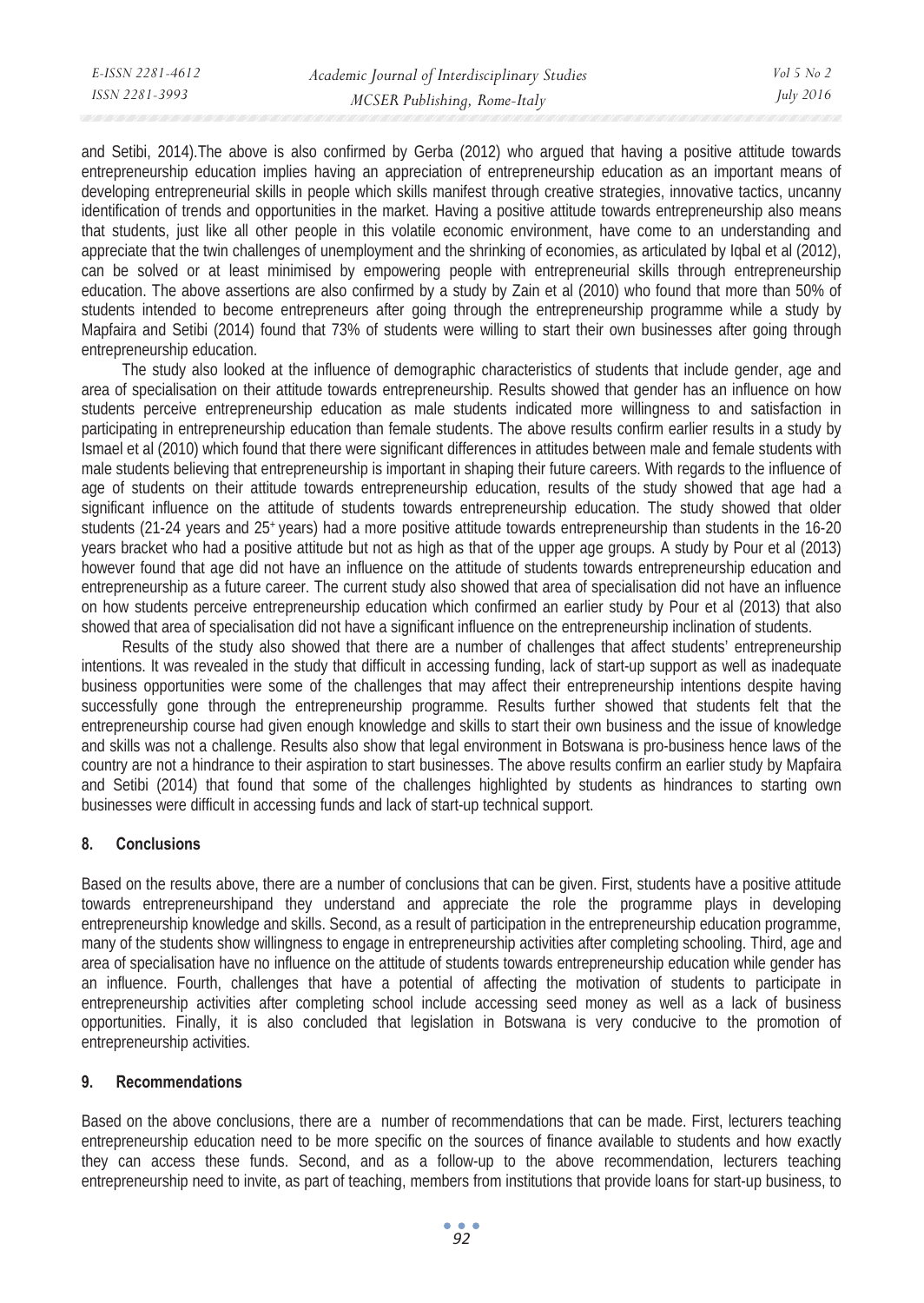and Setibi, 2014).The above is also confirmed by Gerba (2012) who argued that having a positive attitude towards entrepreneurship education implies having an appreciation of entrepreneurship education as an important means of developing entrepreneurial skills in people which skills manifest through creative strategies, innovative tactics, uncanny identification of trends and opportunities in the market. Having a positive attitude towards entrepreneurship also means that students, just like all other people in this volatile economic environment, have come to an understanding and appreciate that the twin challenges of unemployment and the shrinking of economies, as articulated by Iqbal et al (2012), can be solved or at least minimised by empowering people with entrepreneurial skills through entrepreneurship education. The above assertions are also confirmed by a study by Zain et al (2010) who found that more than 50% of students intended to become entrepreneurs after going through the entrepreneurship programme while a study by Mapfaira and Setibi (2014) found that 73% of students were willing to start their own businesses after going through entrepreneurship education.

The study also looked at the influence of demographic characteristics of students that include gender, age and area of specialisation on their attitude towards entrepreneurship. Results showed that gender has an influence on how students perceive entrepreneurship education as male students indicated more willingness to and satisfaction in participating in entrepreneurship education than female students. The above results confirm earlier results in a study by Ismael et al (2010) which found that there were significant differences in attitudes between male and female students with male students believing that entrepreneurship is important in shaping their future careers. With regards to the influence of age of students on their attitude towards entrepreneurship education, results of the study showed that age had a significant influence on the attitude of students towards entrepreneurship education. The study showed that older students (21-24 years and 25+ years) had a more positive attitude towards entrepreneurship than students in the 16-20 years bracket who had a positive attitude but not as high as that of the upper age groups. A study by Pour et al (2013) however found that age did not have an influence on the attitude of students towards entrepreneurship education and entrepreneurship as a future career. The current study also showed that area of specialisation did not have an influence on how students perceive entrepreneurship education which confirmed an earlier study by Pour et al (2013) that also showed that area of specialisation did not have a significant influence on the entrepreneurship inclination of students.

Results of the study also showed that there are a number of challenges that affect students' entrepreneurship intentions. It was revealed in the study that difficult in accessing funding, lack of start-up support as well as inadequate business opportunities were some of the challenges that may affect their entrepreneurship intentions despite having successfully gone through the entrepreneurship programme. Results further showed that students felt that the entrepreneurship course had given enough knowledge and skills to start their own business and the issue of knowledge and skills was not a challenge. Results also show that legal environment in Botswana is pro-business hence laws of the country are not a hindrance to their aspiration to start businesses. The above results confirm an earlier study by Mapfaira and Setibi (2014) that found that some of the challenges highlighted by students as hindrances to starting own businesses were difficult in accessing funds and lack of start-up technical support.

## 8. Conclusions

Based on the results above, there are a number of conclusions that can be given. First, students have a positive attitude towards entrepreneurshipand they understand and appreciate the role the programme plays in developing entrepreneurship knowledge and skills. Second, as a result of participation in the entrepreneurship education programme, many of the students show willingness to engage in entrepreneurship activities after completing schooling. Third, age and area of specialisation have no influence on the attitude of students towards entrepreneurship education while gender has an influence. Fourth, challenges that have a potential of affecting the motivation of students to participate in entrepreneurship activities after completing school include accessing seed money as well as a lack of business opportunities. Finally, it is also concluded that legislation in Botswana is very conducive to the promotion of entrepreneurship activities.

## 9. Recommendations

Based on the above conclusions, there are a number of recommendations that can be made. First, lecturers teaching entrepreneurship education need to be more specific on the sources of finance available to students and how exactly they can access these funds. Second, and as a follow-up to the above recommendation, lecturers teaching entrepreneurship need to invite, as part of teaching, members from institutions that provide loans for start-up business, to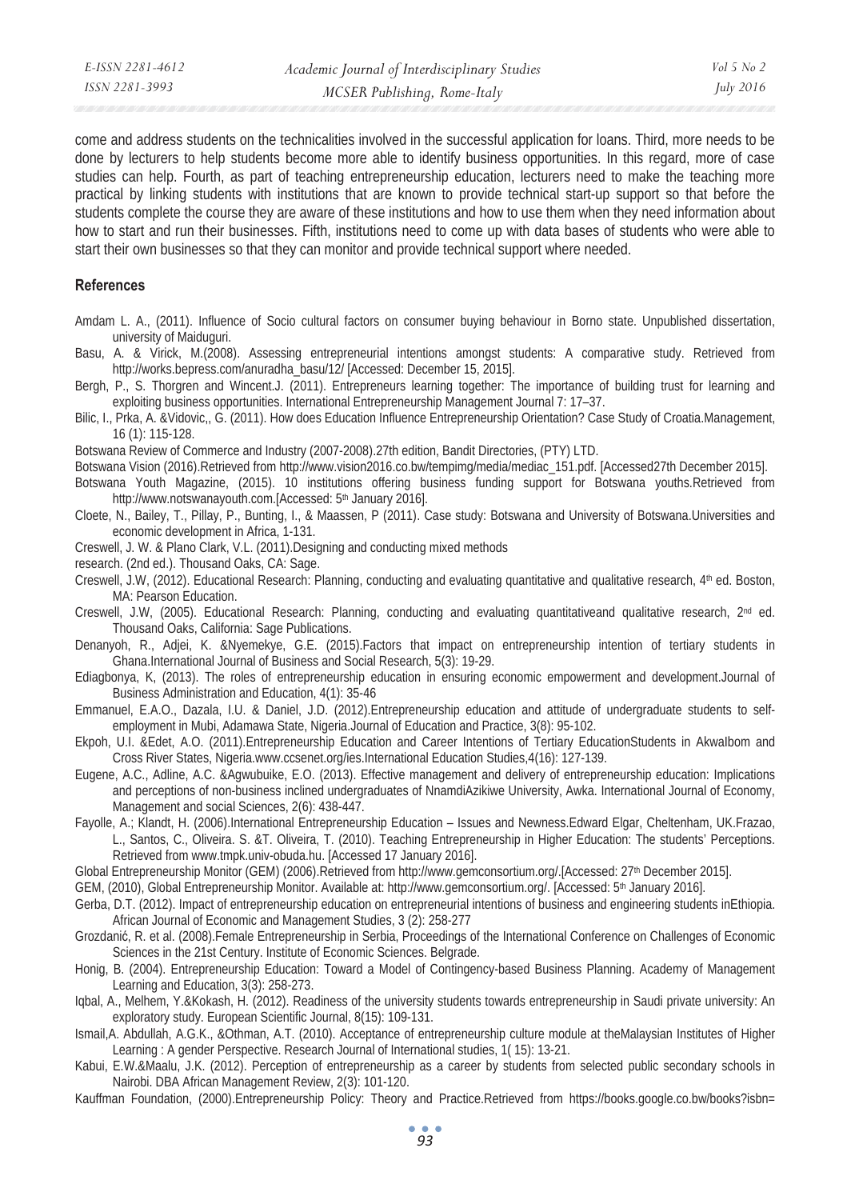come and address students on the technicalities involved in the successful application for loans. Third, more needs to be done by lecturers to help students become more able to identify business opportunities. In this regard, more of case studies can help. Fourth, as part of teaching entrepreneurship education, lecturers need to make the teaching more practical by linking students with institutions that are known to provide technical start-up support so that before the students complete the course they are aware of these institutions and how to use them when they need information about how to start and run their businesses. Fifth, institutions need to come up with data bases of students who were able to start their own businesses so that they can monitor and provide technical support where needed.

## References

Amdam L. A., (2011). Influence of Socio cultural factors on consumer buying behaviour in Borno state. Unpublished dissertation, university of Maiduguri.

Basu, A. & Virick, M.(2008). Assessing entrepreneurial intentions amongst students: A comparative study. Retrieved from http://works.bepress.com/anuradha_basu/12/ [Accessed: December 15, 2015].

Bergh, P., S. Thorgren and Wincent.J. (2011). Entrepreneurs learning together: The importance of building trust for learning and exploiting business opportunities. International Entrepreneurship Management Journal 7: 17–37.

Bilic, I., Prka, A. &Vidovic,, G. (2011). How does Education Influence Entrepreneurship Orientation? Case Study of Croatia.Management, 16 (1): 115-128.

Botswana Review of Commerce and Industry (2007-2008).27th edition, Bandit Directories, (PTY) LTD.

Botswana Vision (2016).Retrieved from http://www.vision2016.co.bw/tempimg/media/mediac_151.pdf. [Accessed27th December 2015].

Botswana Youth Magazine, (2015). 10 institutions offering business funding support for Botswana youths.Retrieved from http://www.notswanayouth.com.[Accessed: 5th January 2016].

Cloete, N., Bailey, T., Pillay, P., Bunting, I., & Maassen, P (2011). Case study: Botswana and University of Botswana.Universities and economic development in Africa, 1-131.

Creswell, J. W. & Plano Clark, V.L. (2011).Designing and conducting mixed methods

research. (2nd ed.). Thousand Oaks, CA: Sage.

Creswell, J.W, (2012). Educational Research: Planning, conducting and evaluating quantitative and qualitative research, 4th ed. Boston, MA: Pearson Education.

Creswell, J.W, (2005). Educational Research: Planning, conducting and evaluating quantitativeand qualitative research, 2nd ed. Thousand Oaks, California: Sage Publications.

Denanyoh, R., Adjei, K. &Nyemekye, G.E. (2015).Factors that impact on entrepreneurship intention of tertiary students in Ghana.International Journal of Business and Social Research, 5(3): 19-29.

Ediagbonya, K, (2013). The roles of entrepreneurship education in ensuring economic empowerment and development.Journal of Business Administration and Education, 4(1): 35-46

Emmanuel, E.A.O., Dazala, I.U. & Daniel, J.D. (2012).Entrepreneurship education and attitude of undergraduate students to self-employment in Mubi, Adamawa State, Nigeria.Journal of Education and Practice, 3(8): 95-102.

Ekpoh, U.I. &Edet, A.O. (2011).Entrepreneurship Education and Career Intentions of Tertiary EducationStudents in AkwaIbom and Cross River States, Nigeria.www.ccsenet.org/ies.International Education Studies,4(16): 127-139.

Eugene, A.C., Adline, A.C. &Agwubuike, E.O. (2013). Effective management and delivery of entrepreneurship education: Implications and perceptions of non-business inclined undergraduates of NnamdiAzikiwe University, Awka. International Journal of Economy, Management and social Sciences, 2(6): 438-447.

Fayolle, A.; Klandt, H. (2006).International Entrepreneurship Education – Issues and Newness.Edward Elgar, Cheltenham, UK.Frazao, L., Santos, C., Oliveira. S. &T. Oliveira, T. (2010). Teaching Entrepreneurship in Higher Education: The students' Perceptions. Retrieved from www.tmpk.univ-obuda.hu. [Accessed 17 January 2016].

Global Entrepreneurship Monitor (GEM) (2006).Retrieved from http://www.gemconsortium.org/.[Accessed: 27th December 2015].

GEM, (2010), Global Entrepreneurship Monitor. Available at: http://www.gemconsortium.org/. [Accessed: 5th January 2016].

Gerba, D.T. (2012). Impact of entrepreneurship education on entrepreneurial intentions of business and engineering students inEthiopia. African Journal of Economic and Management Studies, 3 (2): 258-277

Grozdanić, R. et al. (2008).Female Entrepreneurship in Serbia, Proceedings of the International Conference on Challenges of Economic Sciences in the 21st Century. Institute of Economic Sciences. Belgrade.

Honig, B. (2004). Entrepreneurship Education: Toward a Model of Contingency-based Business Planning. Academy of Management Learning and Education, 3(3): 258-273.

Iqbal, A., Melhem, Y.&Kokash, H. (2012). Readiness of the university students towards entrepreneurship in Saudi private university: An exploratory study. European Scientific Journal, 8(15): 109-131.

Ismail,A. Abdullah, A.G.K., &Othman, A.T. (2010). Acceptance of entrepreneurship culture module at theMalaysian Institutes of Higher Learning : A gender Perspective. Research Journal of International studies, 1( 15): 13-21.

Kabui, E.W.&Maalu, J.K. (2012). Perception of entrepreneurship as a career by students from selected public secondary schools in Nairobi. DBA African Management Review, 2(3): 101-120.

Kauffman Foundation, (2000).Entrepreneurship Policy: Theory and Practice.Retrieved from https://books.google.co.bw/books?isbn=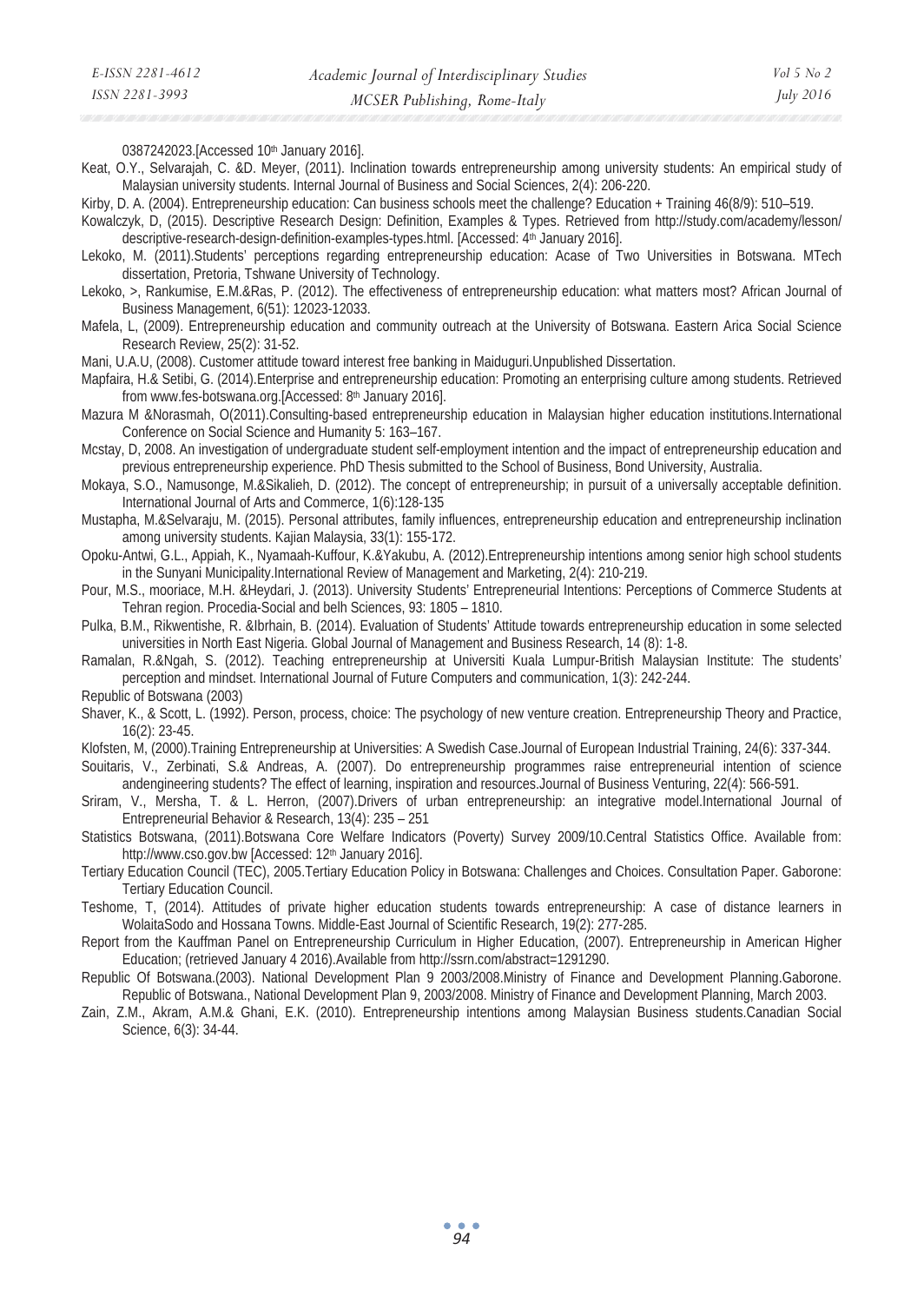0387242023.[Accessed 10th January 2016].

Keat, O.Y., Selvarajah, C. &D. Meyer, (2011). Inclination towards entrepreneurship among university students: An empirical study of Malaysian university students. Internal Journal of Business and Social Sciences, 2(4): 206-220.

Kirby, D. A. (2004). Entrepreneurship education: Can business schools meet the challenge? Education + Training 46(8/9): 510–519.

Kowalczyk, D, (2015). Descriptive Research Design: Definition, Examples & Types. Retrieved from http://study.com/academy/lesson/descriptive-research-design-definition-examples-types.html. [Accessed: 4th January 2016].

Lekoko, M. (2011).Students' perceptions regarding entrepreneurship education: Acase of Two Universities in Botswana. MTech dissertation, Pretoria, Tshwane University of Technology.

Lekoko, >, Rankumise, E.M.&Ras, P. (2012). The effectiveness of entrepreneurship education: what matters most? African Journal of Business Management, 6(51): 12023-12033.

Mafela, L, (2009). Entrepreneurship education and community outreach at the University of Botswana. Eastern Arica Social Science Research Review, 25(2): 31-52.

Mani, U.A.U, (2008). Customer attitude toward interest free banking in Maiduguri.Unpublished Dissertation.

Mapfaira, H.& Setibi, G. (2014).Enterprise and entrepreneurship education: Promoting an enterprising culture among students. Retrieved from www.fes-botswana.org.[Accessed: 8th January 2016].

Mazura M &Norasmah, O(2011).Consulting-based entrepreneurship education in Malaysian higher education institutions.International Conference on Social Science and Humanity 5: 163–167.

Mcstay, D, 2008. An investigation of undergraduate student self-employment intention and the impact of entrepreneurship education and previous entrepreneurship experience. PhD Thesis submitted to the School of Business, Bond University, Australia.

Mokaya, S.O., Namusonge, M.&Sikalieh, D. (2012). The concept of entrepreneurship; in pursuit of a universally acceptable definition. International Journal of Arts and Commerce, 1(6):128-135

Mustapha, M.&Selvaraju, M. (2015). Personal attributes, family influences, entrepreneurship education and entrepreneurship inclination among university students. Kajian Malaysia, 33(1): 155-172.

Opoku-Antwi, G.L., Appiah, K., Nyamaah-Kuffour, K.&Yakubu, A. (2012).Entrepreneurship intentions among senior high school students in the Sunyani Municipality.International Review of Management and Marketing, 2(4): 210-219.

Pour, M.S., mooriace, M.H. &Heydari, J. (2013). University Students' Entrepreneurial Intentions: Perceptions of Commerce Students at Tehran region. Procedia-Social and belh Sciences, 93: 1805 – 1810.

Pulka, B.M., Rikwentishe, R. &Ibrhain, B. (2014). Evaluation of Students' Attitude towards entrepreneurship education in some selected universities in North East Nigeria. Global Journal of Management and Business Research, 14 (8): 1-8.

Ramalan, R.&Ngah, S. (2012). Teaching entrepreneurship at Universiti Kuala Lumpur-British Malaysian Institute: The students' perception and mindset. International Journal of Future Computers and communication, 1(3): 242-244.

Republic of Botswana (2003)

Shaver, K., & Scott, L. (1992). Person, process, choice: The psychology of new venture creation. Entrepreneurship Theory and Practice, 16(2): 23-45.

Klofsten, M, (2000).Training Entrepreneurship at Universities: A Swedish Case.Journal of European Industrial Training, 24(6): 337-344.

Souitaris, V., Zerbinati, S.& Andreas, A. (2007). Do entrepreneurship programmes raise entrepreneurial intention of science andengineering students? The effect of learning, inspiration and resources.Journal of Business Venturing, 22(4): 566-591.

Sriram, V., Mersha, T. & L. Herron, (2007).Drivers of urban entrepreneurship: an integrative model.International Journal of Entrepreneurial Behavior & Research, 13(4): 235 – 251

Statistics Botswana, (2011).Botswana Core Welfare Indicators (Poverty) Survey 2009/10.Central Statistics Office. Available from: http://www.cso.gov.bw [Accessed: 12th January 2016].

Tertiary Education Council (TEC), 2005.Tertiary Education Policy in Botswana: Challenges and Choices. Consultation Paper. Gaborone: Tertiary Education Council.

Teshome, T, (2014). Attitudes of private higher education students towards entrepreneurship: A case of distance learners in WolaitaSodo and Hossana Towns. Middle-East Journal of Scientific Research, 19(2): 277-285.

Report from the Kauffman Panel on Entrepreneurship Curriculum in Higher Education, (2007). Entrepreneurship in American Higher Education; (retrieved January 4 2016).Available from http://ssrn.com/abstract=1291290.

Republic Of Botswana.(2003). National Development Plan 9 2003/2008.Ministry of Finance and Development Planning.Gaborone. Republic of Botswana., National Development Plan 9, 2003/2008. Ministry of Finance and Development Planning, March 2003.

Zain, Z.M., Akram, A.M.& Ghani, E.K. (2010). Entrepreneurship intentions among Malaysian Business students.Canadian Social Science, 6(3): 34-44.